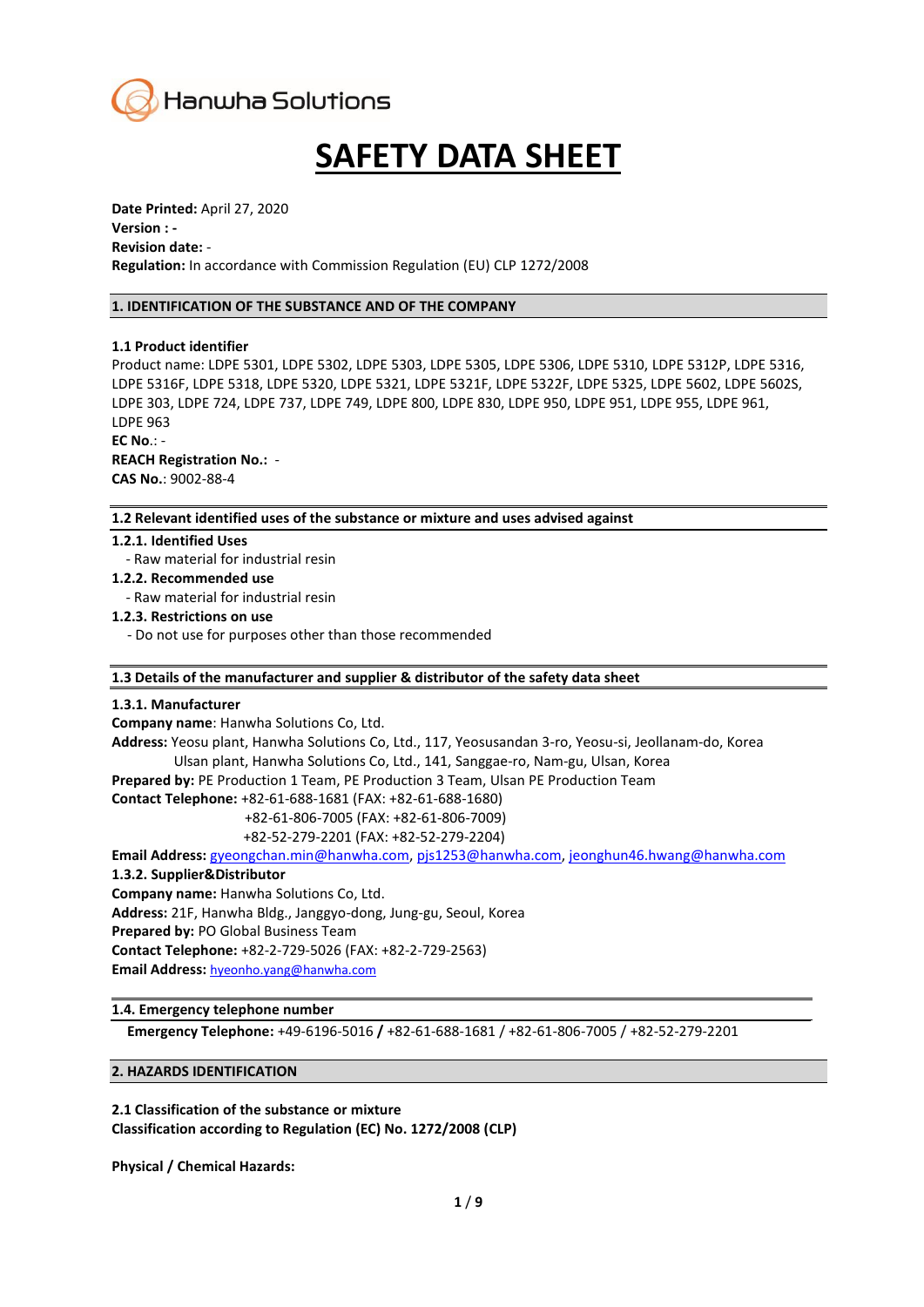Hanwha Solutions

# SAFETY DATA SHEET

**Date Printed:** April 27, 2020
**Version : -**
**Revision date:** -
**Regulation:** In accordance with Commission Regulation (EU) CLP 1272/2008

## 1. IDENTIFICATION OF THE SUBSTANCE AND OF THE COMPANY

### 1.1 Product identifier

Product name: LDPE 5301, LDPE 5302, LDPE 5303, LDPE 5305, LDPE 5306, LDPE 5310, LDPE 5312P, LDPE 5316, LDPE 5316F, LDPE 5318, LDPE 5320, LDPE 5321, LDPE 5321F, LDPE 5322F, LDPE 5325, LDPE 5602, LDPE 5602S, LDPE 303, LDPE 724, LDPE 737, LDPE 749, LDPE 800, LDPE 830, LDPE 950, LDPE 951, LDPE 955, LDPE 961, LDPE 963
**EC No**.: -
**REACH Registration No.:** -
**CAS No.**: 9002-88-4

### 1.2 Relevant identified uses of the substance or mixture and uses advised against

**1.2.1. Identified Uses**

- Raw material for industrial resin

**1.2.2. Recommended use**

- Raw material for industrial resin

**1.2.3. Restrictions on use**

- Do not use for purposes other than those recommended

### 1.3 Details of the manufacturer and supplier & distributor of the safety data sheet

**1.3.1. Manufacturer**

**Company name**: Hanwha Solutions Co, Ltd.
**Address:** Yeosu plant, Hanwha Solutions Co, Ltd., 117, Yeosusandan 3-ro, Yeosu-si, Jeollanam-do, Korea
Ulsan plant, Hanwha Solutions Co, Ltd., 141, Sanggae-ro, Nam-gu, Ulsan, Korea
**Prepared by:** PE Production 1 Team, PE Production 3 Team, Ulsan PE Production Team
**Contact Telephone:** +82-61-688-1681 (FAX: +82-61-688-1680)
+82-61-806-7005 (FAX: +82-61-806-7009)
+82-52-279-2201 (FAX: +82-52-279-2204)
**Email Address:** gyeongchan.min@hanwha.com, pjs1253@hanwha.com, jeonghun46.hwang@hanwha.com

**1.3.2. Supplier&Distributor**

**Company name:** Hanwha Solutions Co, Ltd.
**Address:** 21F, Hanwha Bldg., Janggyo-dong, Jung-gu, Seoul, Korea
**Prepared by:** PO Global Business Team
**Contact Telephone:** +82-2-729-5026 (FAX: +82-2-729-2563)
**Email Address:** hyeonho.yang@hanwha.com

### 1.4. Emergency telephone number

**Emergency Telephone:** +49-6196-5016 **/** +82-61-688-1681 / +82-61-806-7005 / +82-52-279-2201

## 2. HAZARDS IDENTIFICATION

**2.1 Classification of the substance or mixture**
**Classification according to Regulation (EC) No. 1272/2008 (CLP)**

**Physical / Chemical Hazards:**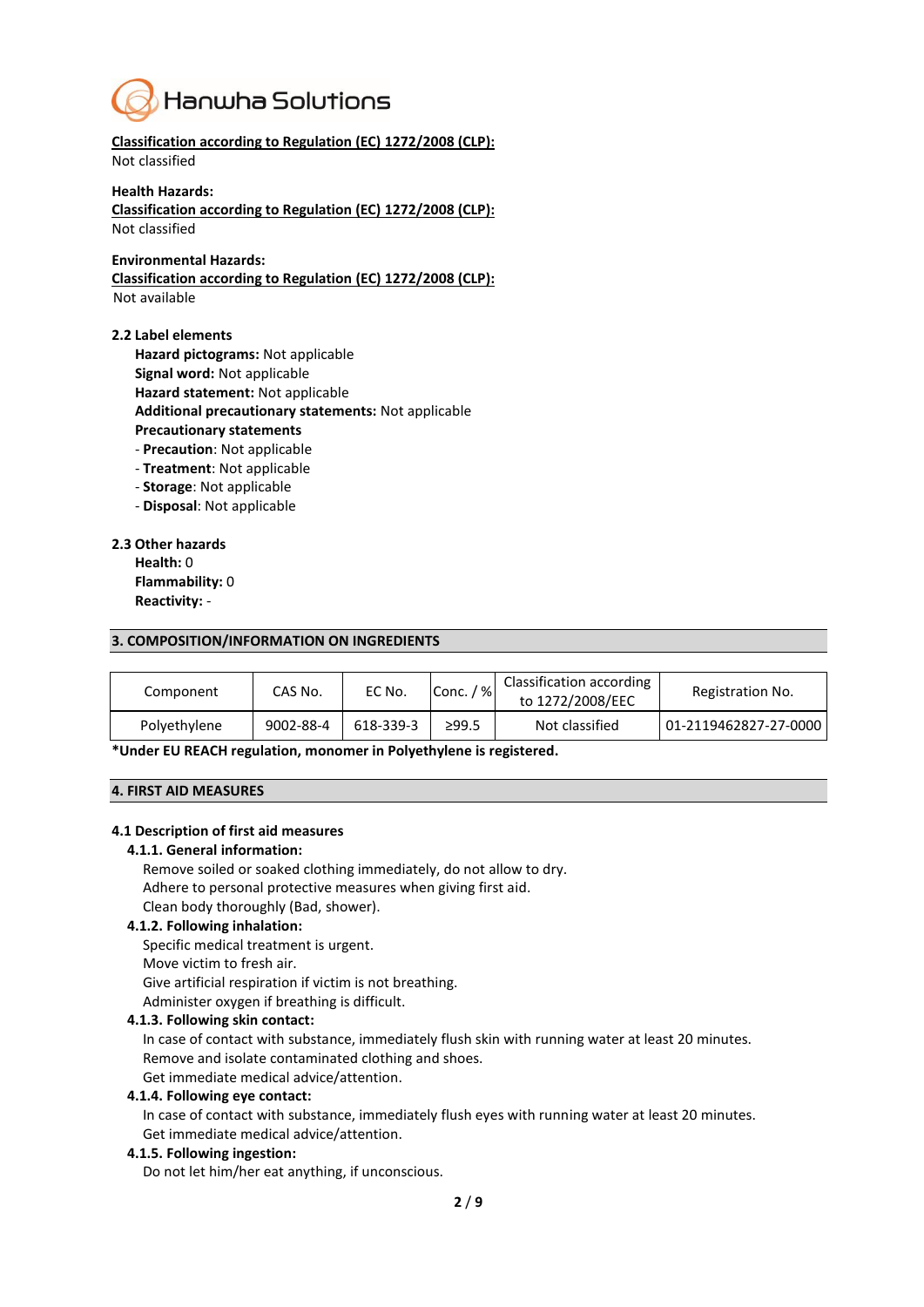**Classification according to Regulation (EC) 1272/2008 (CLP):**
Not classified

**Health Hazards:**
**Classification according to Regulation (EC) 1272/2008 (CLP):**
Not classified

**Environmental Hazards:**
**Classification according to Regulation (EC) 1272/2008 (CLP):**
Not available

**2.2 Label elements**

**Hazard pictograms:** Not applicable
**Signal word:** Not applicable
**Hazard statement:** Not applicable
**Additional precautionary statements:** Not applicable
**Precautionary statements**
- **Precaution**: Not applicable
- **Treatment**: Not applicable
- **Storage**: Not applicable
- **Disposal**: Not applicable

**2.3 Other hazards**

**Health:** 0
**Flammability:** 0
**Reactivity:** -

## 3. COMPOSITION/INFORMATION ON INGREDIENTS

| Component | CAS No. | EC No. | Conc. / % | Classification according to 1272/2008/EEC | Registration No. |
|---|---|---|---|---|---|
| Polyethylene | 9002-88-4 | 618-339-3 | ≥99.5 | Not classified | 01-2119462827-27-0000 |

**\*Under EU REACH regulation, monomer in Polyethylene is registered.**

## 4. FIRST AID MEASURES

**4.1 Description of first aid measures**

**4.1.1. General information:**
Remove soiled or soaked clothing immediately, do not allow to dry.
Adhere to personal protective measures when giving first aid.
Clean body thoroughly (Bad, shower).

**4.1.2. Following inhalation:**
Specific medical treatment is urgent.
Move victim to fresh air.
Give artificial respiration if victim is not breathing.
Administer oxygen if breathing is difficult.

**4.1.3. Following skin contact:**
In case of contact with substance, immediately flush skin with running water at least 20 minutes.
Remove and isolate contaminated clothing and shoes.
Get immediate medical advice/attention.

**4.1.4. Following eye contact:**
In case of contact with substance, immediately flush eyes with running water at least 20 minutes.
Get immediate medical advice/attention.

**4.1.5. Following ingestion:**
Do not let him/her eat anything, if unconscious.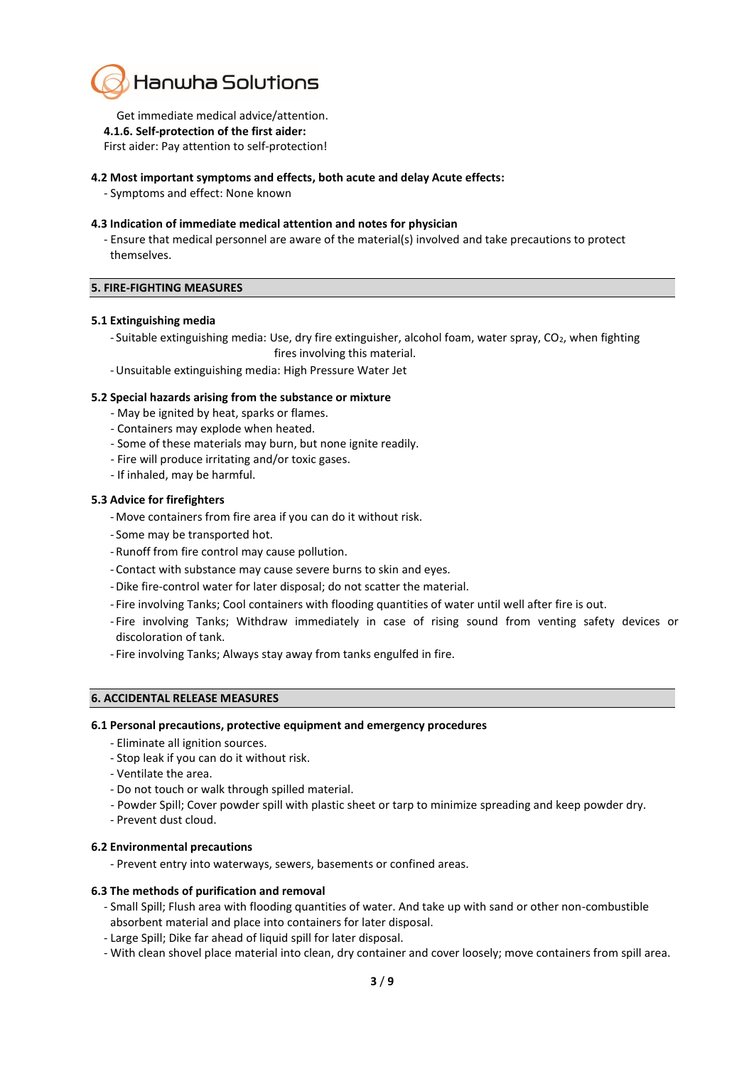Get immediate medical advice/attention.

**4.1.6. Self-protection of the first aider:**

First aider: Pay attention to self-protection!

**4.2 Most important symptoms and effects, both acute and delay Acute effects:**

- Symptoms and effect: None known

**4.3 Indication of immediate medical attention and notes for physician**

- Ensure that medical personnel are aware of the material(s) involved and take precautions to protect themselves.

## 5. FIRE-FIGHTING MEASURES

**5.1 Extinguishing media**

- Suitable extinguishing media: Use, dry fire extinguisher, alcohol foam, water spray, $CO_2$, when fighting fires involving this material.
- Unsuitable extinguishing media: High Pressure Water Jet

**5.2 Special hazards arising from the substance or mixture**

- May be ignited by heat, sparks or flames.
- Containers may explode when heated.
- Some of these materials may burn, but none ignite readily.
- Fire will produce irritating and/or toxic gases.
- If inhaled, may be harmful.

**5.3 Advice for firefighters**

- Move containers from fire area if you can do it without risk.
- Some may be transported hot.
- Runoff from fire control may cause pollution.
- Contact with substance may cause severe burns to skin and eyes.
- Dike fire-control water for later disposal; do not scatter the material.
- Fire involving Tanks; Cool containers with flooding quantities of water until well after fire is out.
- Fire involving Tanks; Withdraw immediately in case of rising sound from venting safety devices or discoloration of tank.
- Fire involving Tanks; Always stay away from tanks engulfed in fire.

## 6. ACCIDENTAL RELEASE MEASURES

**6.1 Personal precautions, protective equipment and emergency procedures**

- Eliminate all ignition sources.
- Stop leak if you can do it without risk.
- Ventilate the area.
- Do not touch or walk through spilled material.
- Powder Spill; Cover powder spill with plastic sheet or tarp to minimize spreading and keep powder dry.
- Prevent dust cloud.

**6.2 Environmental precautions**

- Prevent entry into waterways, sewers, basements or confined areas.

**6.3 The methods of purification and removal**

- Small Spill; Flush area with flooding quantities of water. And take up with sand or other non-combustible absorbent material and place into containers for later disposal.
- Large Spill; Dike far ahead of liquid spill for later disposal.
- With clean shovel place material into clean, dry container and cover loosely; move containers from spill area.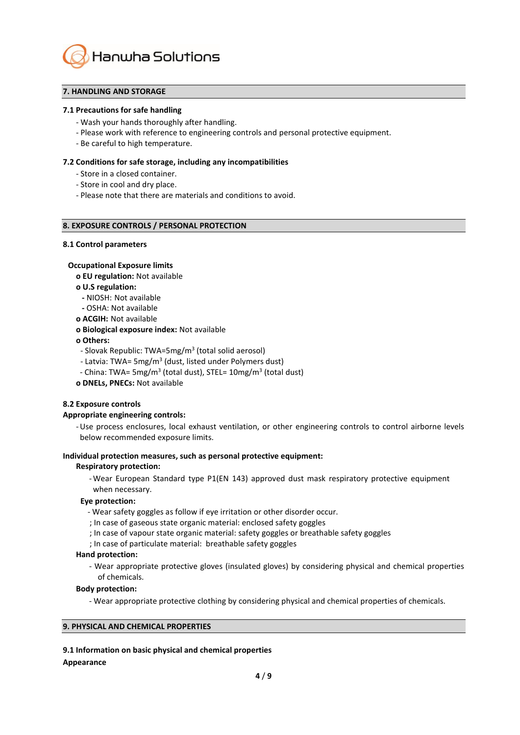## 7. HANDLING AND STORAGE

### 7.1 Precautions for safe handling

- Wash your hands thoroughly after handling.
- Please work with reference to engineering controls and personal protective equipment.
- Be careful to high temperature.

### 7.2 Conditions for safe storage, including any incompatibilities

- Store in a closed container.
- Store in cool and dry place.
- Please note that there are materials and conditions to avoid.

## 8. EXPOSURE CONTROLS / PERSONAL PROTECTION

### 8.1 Control parameters

**Occupational Exposure limits**

**o EU regulation:** Not available

**o U.S regulation:**

- NIOSH: Not available
- OSHA: Not available

**o ACGIH:** Not available

**o Biological exposure index:** Not available

**o Others:**

- Slovak Republic: TWA=5mg/m$^3$ (total solid aerosol)
- Latvia: TWA= 5mg/m$^3$ (dust, listed under Polymers dust)
- China: TWA= 5mg/m$^3$ (total dust), STEL= 10mg/m$^3$ (total dust)

**o DNELs, PNECs:** Not available

### 8.2 Exposure controls

**Appropriate engineering controls:**

- Use process enclosures, local exhaust ventilation, or other engineering controls to control airborne levels below recommended exposure limits.

**Individual protection measures, such as personal protective equipment:**

**Respiratory protection:**

- Wear European Standard type P1(EN 143) approved dust mask respiratory protective equipment when necessary.

**Eye protection:**

- Wear safety goggles as follow if eye irritation or other disorder occur.
  ; In case of gaseous state organic material: enclosed safety goggles
  ; In case of vapour state organic material: safety goggles or breathable safety goggles
  ; In case of particulate material: breathable safety goggles

**Hand protection:**

- Wear appropriate protective gloves (insulated gloves) by considering physical and chemical properties of chemicals.

**Body protection:**

- Wear appropriate protective clothing by considering physical and chemical properties of chemicals.

## 9. PHYSICAL AND CHEMICAL PROPERTIES

### 9.1 Information on basic physical and chemical properties

**Appearance**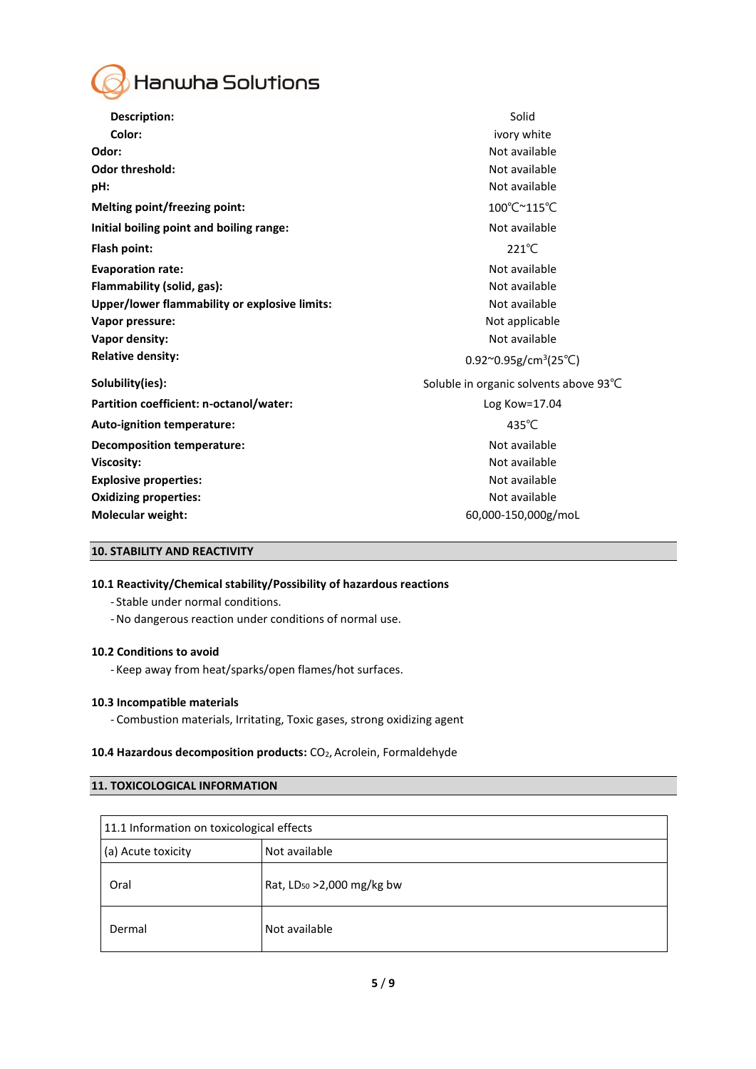| Property | Value |
|---|---|
| **Description:** | Solid |
| **Color:** | ivory white |
| **Odor:** | Not available |
| **Odor threshold:** | Not available |
| **pH:** | Not available |
| **Melting point/freezing point:** | 100℃~115℃ |
| **Initial boiling point and boiling range:** | Not available |
| **Flash point:** | 221℃ |
| **Evaporation rate:** | Not available |
| **Flammability (solid, gas):** | Not available |
| **Upper/lower flammability or explosive limits:** | Not available |
| **Vapor pressure:** | Not applicable |
| **Vapor density:** | Not available |
| **Relative density:** | 0.92~0.95g/cm$^3$(25℃) |
| **Solubility(ies):** | Soluble in organic solvents above 93℃ |
| **Partition coefficient: n-octanol/water:** | Log Kow=17.04 |
| **Auto-ignition temperature:** | 435℃ |
| **Decomposition temperature:** | Not available |
| **Viscosity:** | Not available |
| **Explosive properties:** | Not available |
| **Oxidizing properties:** | Not available |
| **Molecular weight:** | 60,000-150,000g/moL |

## 10. STABILITY AND REACTIVITY

### 10.1 Reactivity/Chemical stability/Possibility of hazardous reactions

- Stable under normal conditions.
- No dangerous reaction under conditions of normal use.

### 10.2 Conditions to avoid

- Keep away from heat/sparks/open flames/hot surfaces.

### 10.3 Incompatible materials

- Combustion materials, Irritating, Toxic gases, strong oxidizing agent

**10.4 Hazardous decomposition products:** $CO_2$, Acrolein, Formaldehyde

## 11. TOXICOLOGICAL INFORMATION

| 11.1 Information on toxicological effects | |
|---|---|
| (a) Acute toxicity | Not available |
| Oral | Rat, $LD_{50}$ >2,000 mg/kg bw |
| Dermal | Not available |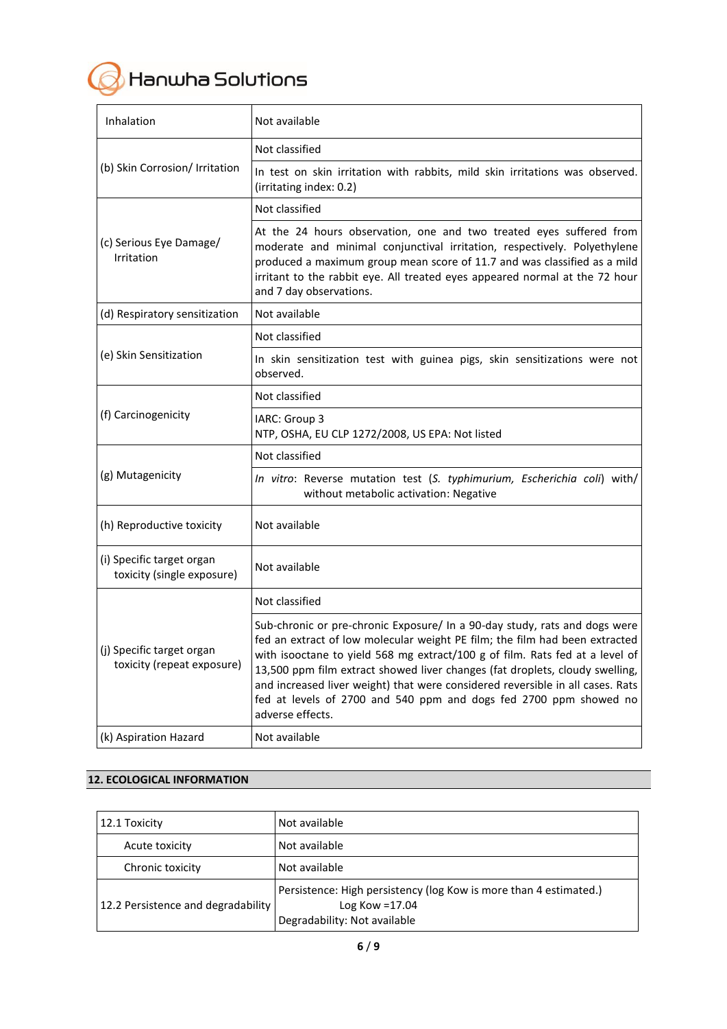| | |
|---|---|
| Inhalation | Not available |
| (b) Skin Corrosion/ Irritation | Not classified |
| | In test on skin irritation with rabbits, mild skin irritations was observed. (irritating index: 0.2) |
| (c) Serious Eye Damage/ Irritation | Not classified |
| | At the 24 hours observation, one and two treated eyes suffered from moderate and minimal conjunctival irritation, respectively. Polyethylene produced a maximum group mean score of 11.7 and was classified as a mild irritant to the rabbit eye. All treated eyes appeared normal at the 72 hour and 7 day observations. |
| (d) Respiratory sensitization | Not available |
| (e) Skin Sensitization | Not classified |
| | In skin sensitization test with guinea pigs, skin sensitizations were not observed. |
| (f) Carcinogenicity | Not classified |
| | IARC: Group 3<br>NTP, OSHA, EU CLP 1272/2008, US EPA: Not listed |
| (g) Mutagenicity | Not classified |
| | *In vitro*: Reverse mutation test (*S. typhimurium, Escherichia coli*) with/ without metabolic activation: Negative |
| (h) Reproductive toxicity | Not available |
| (i) Specific target organ toxicity (single exposure) | Not available |
| (j) Specific target organ toxicity (repeat exposure) | Not classified |
| | Sub-chronic or pre-chronic Exposure/ In a 90-day study, rats and dogs were fed an extract of low molecular weight PE film; the film had been extracted with isooctane to yield 568 mg extract/100 g of film. Rats fed at a level of 13,500 ppm film extract showed liver changes (fat droplets, cloudy swelling, and increased liver weight) that were considered reversible in all cases. Rats fed at levels of 2700 and 540 ppm and dogs fed 2700 ppm showed no adverse effects. |
| (k) Aspiration Hazard | Not available |

## 12. ECOLOGICAL INFORMATION

| | |
|---|---|
| 12.1 Toxicity | Not available |
| Acute toxicity | Not available |
| Chronic toxicity | Not available |
| 12.2 Persistence and degradability | Persistence: High persistency (log Kow is more than 4 estimated.)<br>Log Kow =17.04<br>Degradability: Not available |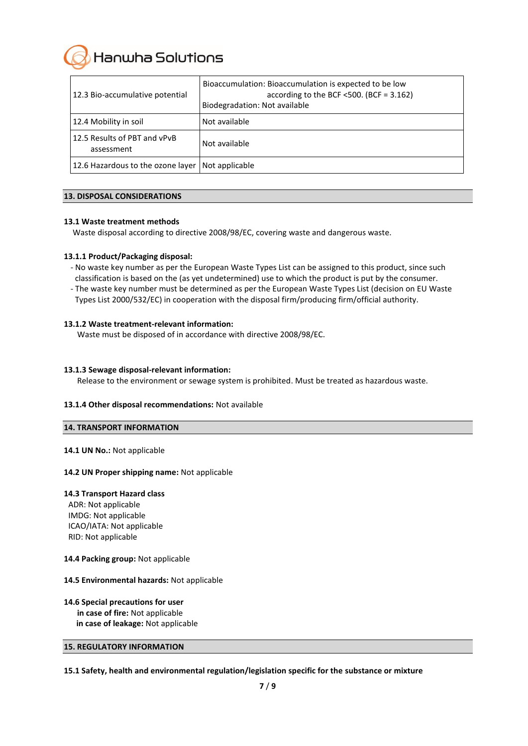| | |
|---|---|
| 12.3 Bio-accumulative potential | Bioaccumulation: Bioaccumulation is expected to be low according to the BCF <500. (BCF = 3.162)<br>Biodegradation: Not available |
| 12.4 Mobility in soil | Not available |
| 12.5 Results of PBT and vPvB assessment | Not available |
| 12.6 Hazardous to the ozone layer | Not applicable |

## 13. DISPOSAL CONSIDERATIONS

**13.1 Waste treatment methods**

Waste disposal according to directive 2008/98/EC, covering waste and dangerous waste.

**13.1.1 Product/Packaging disposal:**

- No waste key number as per the European Waste Types List can be assigned to this product, since such classification is based on the (as yet undetermined) use to which the product is put by the consumer.
- The waste key number must be determined as per the European Waste Types List (decision on EU Waste Types List 2000/532/EC) in cooperation with the disposal firm/producing firm/official authority.

**13.1.2 Waste treatment-relevant information:**

Waste must be disposed of in accordance with directive 2008/98/EC.

**13.1.3 Sewage disposal-relevant information:**

Release to the environment or sewage system is prohibited. Must be treated as hazardous waste.

**13.1.4 Other disposal recommendations:** Not available

## 14. TRANSPORT INFORMATION

**14.1 UN No.:** Not applicable

**14.2 UN Proper shipping name:** Not applicable

**14.3 Transport Hazard class**

ADR: Not applicable
IMDG: Not applicable
ICAO/IATA: Not applicable
RID: Not applicable

**14.4 Packing group:** Not applicable

**14.5 Environmental hazards:** Not applicable

**14.6 Special precautions for user**

**in case of fire:** Not applicable
**in case of leakage:** Not applicable

## 15. REGULATORY INFORMATION

**15.1 Safety, health and environmental regulation/legislation specific for the substance or mixture**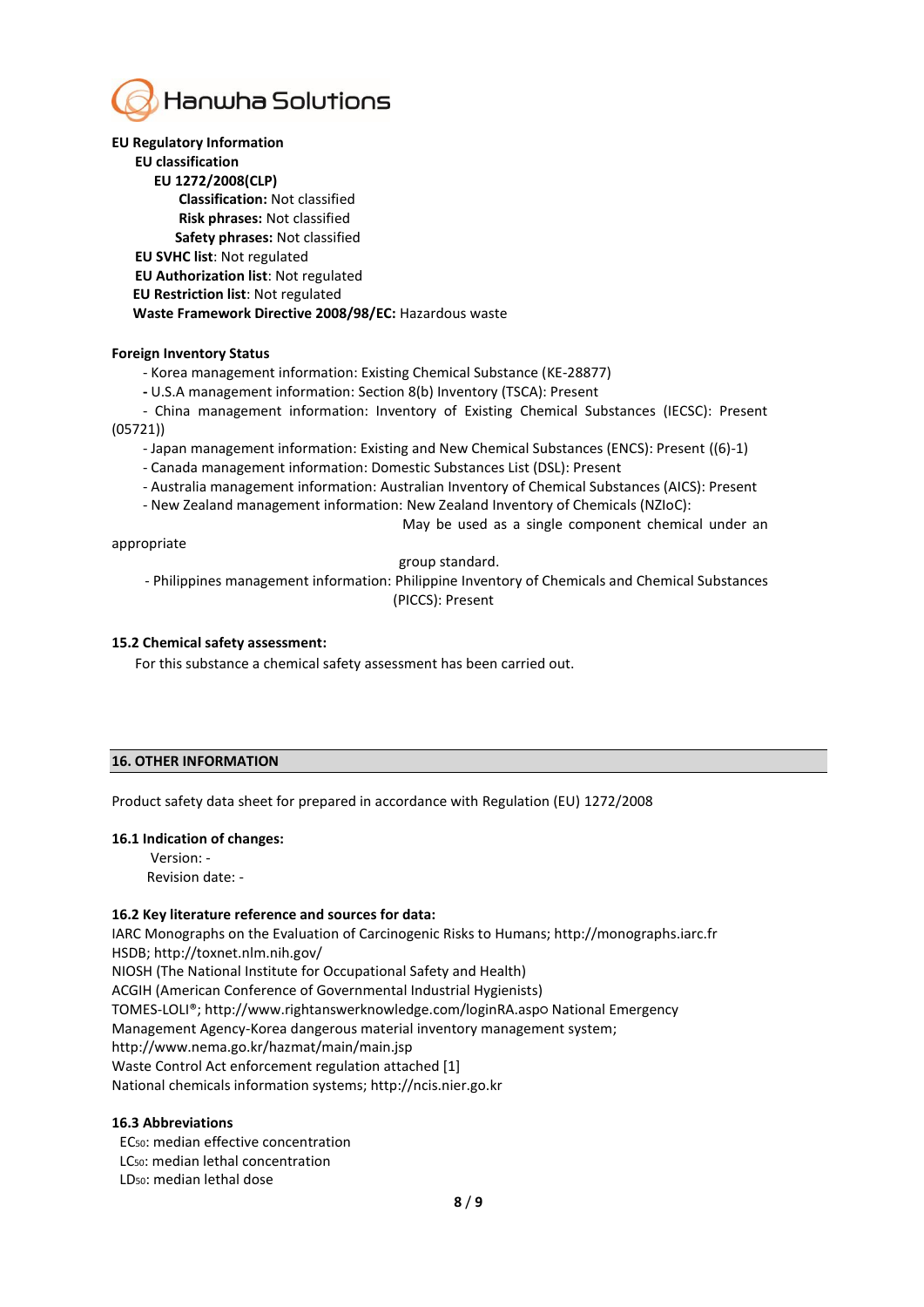**EU Regulatory Information**

**EU classification**

**EU 1272/2008(CLP)**

**Classification:** Not classified

**Risk phrases:** Not classified

**Safety phrases:** Not classified

**EU SVHC list**: Not regulated

**EU Authorization list**: Not regulated

**EU Restriction list**: Not regulated

**Waste Framework Directive 2008/98/EC:** Hazardous waste

**Foreign Inventory Status**

- Korea management information: Existing Chemical Substance (KE-28877)
- U.S.A management information: Section 8(b) Inventory (TSCA): Present
- China management information: Inventory of Existing Chemical Substances (IECSC): Present (05721))
- Japan management information: Existing and New Chemical Substances (ENCS): Present ((6)-1)
- Canada management information: Domestic Substances List (DSL): Present
- Australia management information: Australian Inventory of Chemical Substances (AICS): Present
- New Zealand management information: New Zealand Inventory of Chemicals (NZIoC): May be used as a single component chemical under an appropriate group standard.
- Philippines management information: Philippine Inventory of Chemicals and Chemical Substances (PICCS): Present

**15.2 Chemical safety assessment:**

For this substance a chemical safety assessment has been carried out.

## 16. OTHER INFORMATION

Product safety data sheet for prepared in accordance with Regulation (EU) 1272/2008

**16.1 Indication of changes:**

Version: -

Revision date: -

**16.2 Key literature reference and sources for data:**

IARC Monographs on the Evaluation of Carcinogenic Risks to Humans; http://monographs.iarc.fr
HSDB; http://toxnet.nlm.nih.gov/
NIOSH (The National Institute for Occupational Safety and Health)
ACGIH (American Conference of Governmental Industrial Hygienists)
TOMES-LOLI®; http://www.rightanswerknowledge.com/loginRA.aspo National Emergency Management Agency-Korea dangerous material inventory management system; http://www.nema.go.kr/hazmat/main/main.jsp
Waste Control Act enforcement regulation attached [1]
National chemicals information systems; http://ncis.nier.go.kr

**16.3 Abbreviations**

$EC_{50}$: median effective concentration
$LC_{50}$: median lethal concentration
$LD_{50}$: median lethal dose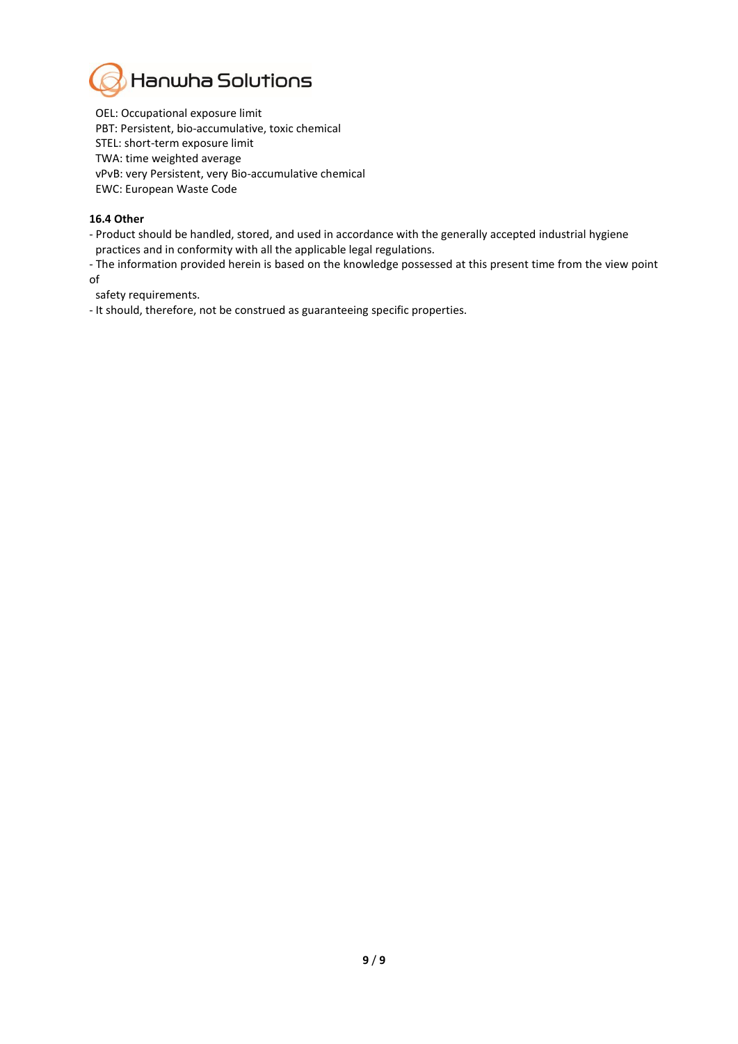OEL: Occupational exposure limit
PBT: Persistent, bio-accumulative, toxic chemical
STEL: short-term exposure limit
TWA: time weighted average
vPvB: very Persistent, very Bio-accumulative chemical
EWC: European Waste Code

**16.4 Other**

- Product should be handled, stored, and used in accordance with the generally accepted industrial hygiene practices and in conformity with all the applicable legal regulations.
- The information provided herein is based on the knowledge possessed at this present time from the view point of safety requirements.
- It should, therefore, not be construed as guaranteeing specific properties.